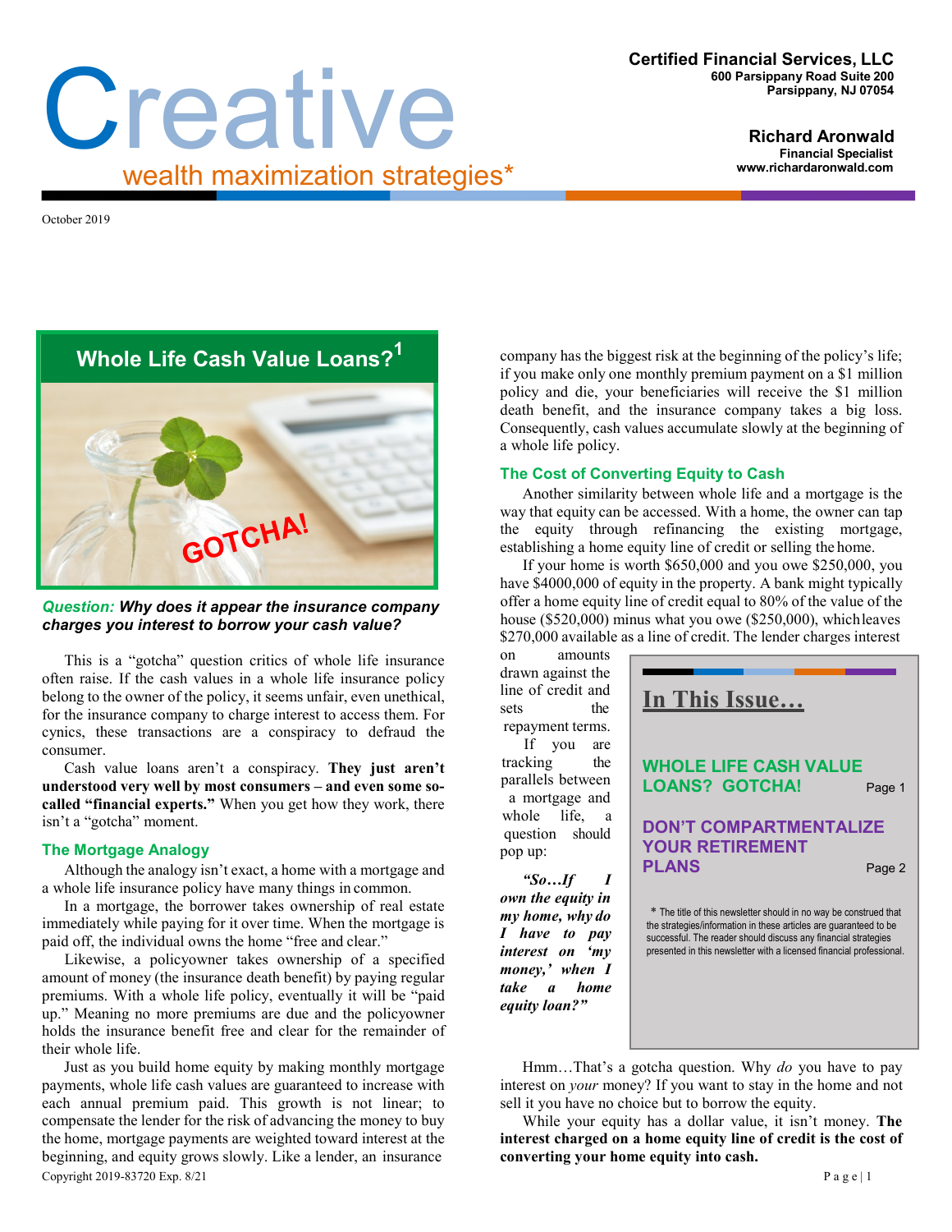# Creative

wealth maximization strategies*

**Certified Financial Services, LLC**
**600 Parsippany Road Suite 200**
**Parsippany, NJ 07054**

**Richard Aronwald**
**Financial Specialist**
**www.richardaronwald.com**

October 2019

## Whole Life Cash Value Loans?[1]

GOTCHA!

***Question:*** ***Why does it appear the insurance company charges you interest to borrow your cash value?***

This is a "gotcha" question critics of whole life insurance often raise. If the cash values in a whole life insurance policy belong to the owner of the policy, it seems unfair, even unethical, for the insurance company to charge interest to access them. For cynics, these transactions are a conspiracy to defraud the consumer.

Cash value loans aren't a conspiracy. **They just aren't understood very well by most consumers – and even some so-called "financial experts."** When you get how they work, there isn't a "gotcha" moment.

### The Mortgage Analogy

Although the analogy isn't exact, a home with a mortgage and a whole life insurance policy have many things in common.

In a mortgage, the borrower takes ownership of real estate immediately while paying for it over time. When the mortgage is paid off, the individual owns the home "free and clear."

Likewise, a policyowner takes ownership of a specified amount of money (the insurance death benefit) by paying regular premiums. With a whole life policy, eventually it will be "paid up." Meaning no more premiums are due and the policyowner holds the insurance benefit free and clear for the remainder of their whole life.

Just as you build home equity by making monthly mortgage payments, whole life cash values are guaranteed to increase with each annual premium paid. This growth is not linear; to compensate the lender for the risk of advancing the money to buy the home, mortgage payments are weighted toward interest at the beginning, and equity grows slowly. Like a lender, an insurance company has the biggest risk at the beginning of the policy's life; if you make only one monthly premium payment on a $1 million policy and die, your beneficiaries will receive the $1 million death benefit, and the insurance company takes a big loss. Consequently, cash values accumulate slowly at the beginning of a whole life policy.

### The Cost of Converting Equity to Cash

Another similarity between whole life and a mortgage is the way that equity can be accessed. With a home, the owner can tap the equity through refinancing the existing mortgage, establishing a home equity line of credit or selling the home.

If your home is worth $650,000 and you owe $250,000, you have $4000,000 of equity in the property. A bank might typically offer a home equity line of credit equal to 80% of the value of the house ($520,000) minus what you owe ($250,000), which leaves $270,000 available as a line of credit. The lender charges interest on amounts drawn against the line of credit and sets the repayment terms.

If you are tracking the parallels between a mortgage and whole life, a question should pop up:

***"So…If I own the equity in my home, why do I have to pay interest on 'my money,' when I take a home equity loan?"***

Hmm…That's a gotcha question. Why *do* you have to pay interest on *your* money? If you want to stay in the home and not sell it you have no choice but to borrow the equity.

While your equity has a dollar value, it isn't money. **The interest charged on a home equity line of credit is the cost of converting your home equity into cash.**

---

## In This Issue…

**WHOLE LIFE CASH VALUE LOANS? GOTCHA!** Page 1

**DON'T COMPARTMENTALIZE YOUR RETIREMENT PLANS** Page 2

\* The title of this newsletter should in no way be construed that the strategies/information in these articles are guaranteed to be successful. The reader should discuss any financial strategies presented in this newsletter with a licensed financial professional.

---

Copyright 2019-83720 Exp. 8/21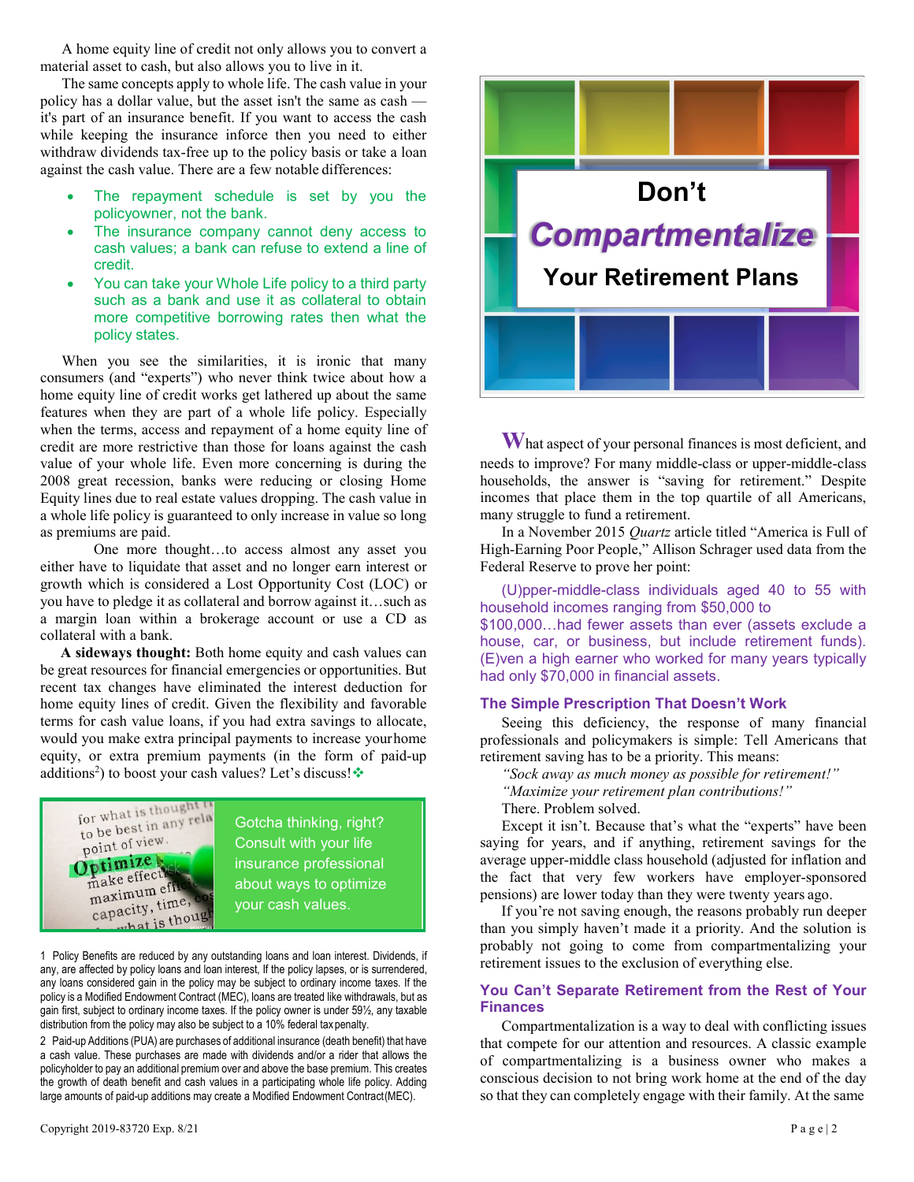A home equity line of credit not only allows you to convert a material asset to cash, but also allows you to live in it.

The same concepts apply to whole life. The cash value in your policy has a dollar value, but the asset isn't the same as cash — it's part of an insurance benefit. If you want to access the cash while keeping the insurance inforce then you need to either withdraw dividends tax-free up to the policy basis or take a loan against the cash value. There are a few notable differences:

- The repayment schedule is set by you the policyowner, not the bank.
- The insurance company cannot deny access to cash values; a bank can refuse to extend a line of credit.
- You can take your Whole Life policy to a third party such as a bank and use it as collateral to obtain more competitive borrowing rates then what the policy states.

When you see the similarities, it is ironic that many consumers (and "experts") who never think twice about how a home equity line of credit works get lathered up about the same features when they are part of a whole life policy. Especially when the terms, access and repayment of a home equity line of credit are more restrictive than those for loans against the cash value of your whole life. Even more concerning is during the 2008 great recession, banks were reducing or closing Home Equity lines due to real estate values dropping. The cash value in a whole life policy is guaranteed to only increase in value so long as premiums are paid.

One more thought…to access almost any asset you either have to liquidate that asset and no longer earn interest or growth which is considered a Lost Opportunity Cost (LOC) or you have to pledge it as collateral and borrow against it…such as a margin loan within a brokerage account or use a CD as collateral with a bank.

**A sideways thought:** Both home equity and cash values can be great resources for financial emergencies or opportunities. But recent tax changes have eliminated the interest deduction for home equity lines of credit. Given the flexibility and favorable terms for cash value loans, if you had extra savings to allocate, would you make extra principal payments to increase your home equity, or extra premium payments (in the form of paid-up additions[2]) to boost your cash values? Let's discuss! ❖

Gotcha thinking, right? Consult with your life insurance professional about ways to optimize your cash values.

1 Policy Benefits are reduced by any outstanding loans and loan interest. Dividends, if any, are affected by policy loans and loan interest, If the policy lapses, or is surrendered, any loans considered gain in the policy may be subject to ordinary income taxes. If the policy is a Modified Endowment Contract (MEC), loans are treated like withdrawals, but as gain first, subject to ordinary income taxes. If the policy owner is under 59½, any taxable distribution from the policy may also be subject to a 10% federal tax penalty.

2 Paid-up Additions (PUA) are purchases of additional insurance (death benefit) that have a cash value. These purchases are made with dividends and/or a rider that allows the policyholder to pay an additional premium over and above the base premium. This creates the growth of death benefit and cash values in a participating whole life policy. Adding large amounts of paid-up additions may create a Modified Endowment Contract (MEC).

# Don't *Compartmentalize* Your Retirement Plans

What aspect of your personal finances is most deficient, and needs to improve? For many middle-class or upper-middle-class households, the answer is "saving for retirement." Despite incomes that place them in the top quartile of all Americans, many struggle to fund a retirement.

In a November 2015 *Quartz* article titled "America is Full of High-Earning Poor People," Allison Schrager used data from the Federal Reserve to prove her point:

> (U)pper-middle-class individuals aged 40 to 55 with household incomes ranging from $50,000 to $100,000…had fewer assets than ever (assets exclude a house, car, or business, but include retirement funds). (E)ven a high earner who worked for many years typically had only $70,000 in financial assets.

## The Simple Prescription That Doesn't Work

Seeing this deficiency, the response of many financial professionals and policymakers is simple: Tell Americans that retirement saving has to be a priority. This means:

*"Sock away as much money as possible for retirement!"*

*"Maximize your retirement plan contributions!"*

There. Problem solved.

Except it isn't. Because that's what the "experts" have been saying for years, and if anything, retirement savings for the average upper-middle class household (adjusted for inflation and the fact that very few workers have employer-sponsored pensions) are lower today than they were twenty years ago.

If you're not saving enough, the reasons probably run deeper than you simply haven't made it a priority. And the solution is probably not going to come from compartmentalizing your retirement issues to the exclusion of everything else.

## You Can't Separate Retirement from the Rest of Your Finances

Compartmentalization is a way to deal with conflicting issues that compete for our attention and resources. A classic example of compartmentalizing is a business owner who makes a conscious decision to not bring work home at the end of the day so that they can completely engage with their family. At the same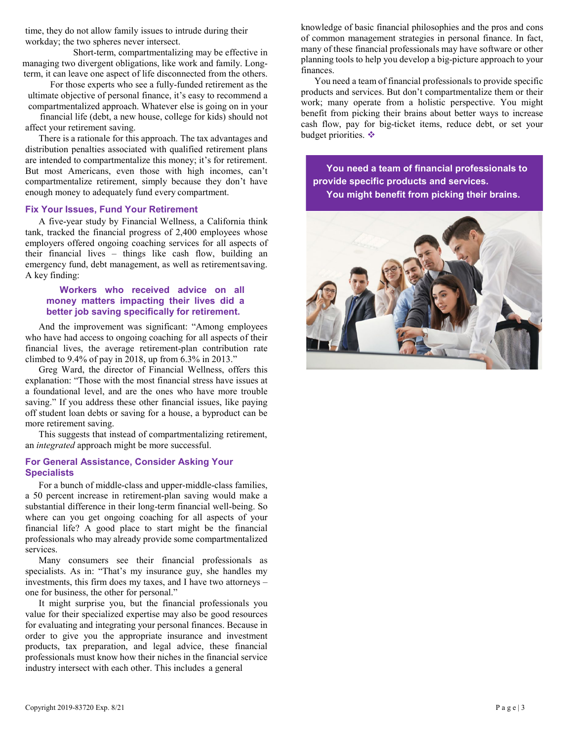time, they do not allow family issues to intrude during their workday; the two spheres never intersect.

Short-term, compartmentalizing may be effective in managing two divergent obligations, like work and family. Long-term, it can leave one aspect of life disconnected from the others.

For those experts who see a fully-funded retirement as the ultimate objective of personal finance, it's easy to recommend a compartmentalized approach. Whatever else is going on in your financial life (debt, a new house, college for kids) should not affect your retirement saving.

There is a rationale for this approach. The tax advantages and distribution penalties associated with qualified retirement plans are intended to compartmentalize this money; it's for retirement. But most Americans, even those with high incomes, can't compartmentalize retirement, simply because they don't have enough money to adequately fund every compartment.

## Fix Your Issues, Fund Your Retirement

A five-year study by Financial Wellness, a California think tank, tracked the financial progress of 2,400 employees whose employers offered ongoing coaching services for all aspects of their financial lives – things like cash flow, building an emergency fund, debt management, as well as retirement saving. A key finding:

> **Workers who received advice on all money matters impacting their lives did a better job saving specifically for retirement.**

And the improvement was significant: "Among employees who have had access to ongoing coaching for all aspects of their financial lives, the average retirement-plan contribution rate climbed to 9.4% of pay in 2018, up from 6.3% in 2013."

Greg Ward, the director of Financial Wellness, offers this explanation: "Those with the most financial stress have issues at a foundational level, and are the ones who have more trouble saving." If you address these other financial issues, like paying off student loan debts or saving for a house, a byproduct can be more retirement saving.

This suggests that instead of compartmentalizing retirement, an *integrated* approach might be more successful.

## For General Assistance, Consider Asking Your Specialists

For a bunch of middle-class and upper-middle-class families, a 50 percent increase in retirement-plan saving would make a substantial difference in their long-term financial well-being. So where can you get ongoing coaching for all aspects of your financial life? A good place to start might be the financial professionals who may already provide some compartmentalized services.

Many consumers see their financial professionals as specialists. As in: "That's my insurance guy, she handles my investments, this firm does my taxes, and I have two attorneys – one for business, the other for personal."

It might surprise you, but the financial professionals you value for their specialized expertise may also be good resources for evaluating and integrating your personal finances. Because in order to give you the appropriate insurance and investment products, tax preparation, and legal advice, these financial professionals must know how their niches in the financial service industry intersect with each other. This includes a general knowledge of basic financial philosophies and the pros and cons of common management strategies in personal finance. In fact, many of these financial professionals may have software or other planning tools to help you develop a big-picture approach to your finances.

You need a team of financial professionals to provide specific products and services. But don't compartmentalize them or their work; many operate from a holistic perspective. You might benefit from picking their brains about better ways to increase cash flow, pay for big-ticket items, reduce debt, or set your budget priorities. ❖

> **You need a team of financial professionals to provide specific products and services. You might benefit from picking their brains.**

Copyright 2019-83720 Exp. 8/21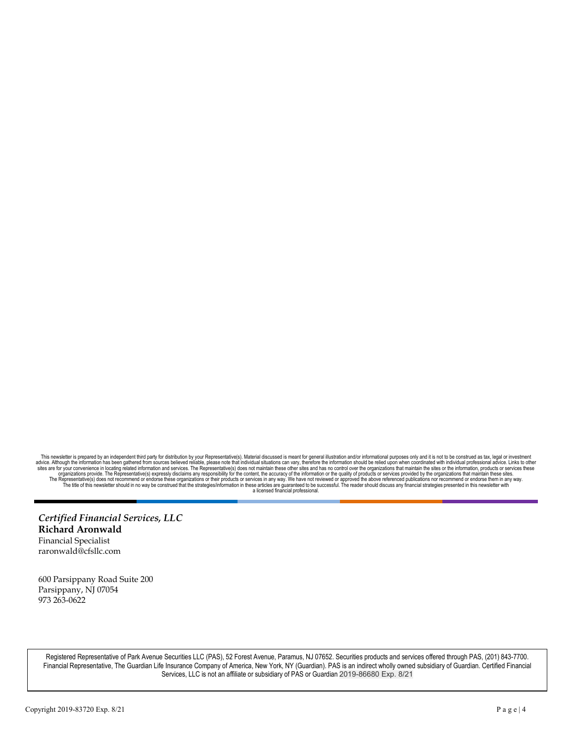This newsletter is prepared by an independent third party for distribution by your Representative(s). Material discussed is meant for general illustration and/or informational purposes only and it is not to be construed as tax, legal or investment advice. Although the information has been gathered from sources believed reliable, please note that individual situations can vary, therefore the information should be relied upon when coordinated with individual professional advice. Links to other sites are for your convenience in locating related information and services. The Representative(s) does not maintain these other sites and has no control over the organizations that maintain the sites or the information, products or services these organizations provide. The Representative(s) expressly disclaims any responsibility for the content, the accuracy of the information or the quality of products or services provided by the organizations that maintain these sites. The Representative(s) does not recommend or endorse these organizations or their products or services in any way. We have not reviewed or approved the above referenced publications nor recommend or endorse them in any way. The title of this newsletter should in no way be construed that the strategies/information in these articles are guaranteed to be successful. The reader should discuss any financial strategies presented in this newsletter with a licensed financial professional.

***Certified Financial Services, LLC***
**Richard Aronwald**
Financial Specialist
raronwald@cfsllc.com

600 Parsippany Road Suite 200
Parsippany, NJ 07054
973 263-0622

Registered Representative of Park Avenue Securities LLC (PAS), 52 Forest Avenue, Paramus, NJ 07652. Securities products and services offered through PAS, (201) 843-7700. Financial Representative, The Guardian Life Insurance Company of America, New York, NY (Guardian). PAS is an indirect wholly owned subsidiary of Guardian. Certified Financial Services, LLC is not an affiliate or subsidiary of PAS or Guardian 2019-86680 Exp. 8/21

Copyright 2019-83720 Exp. 8/21